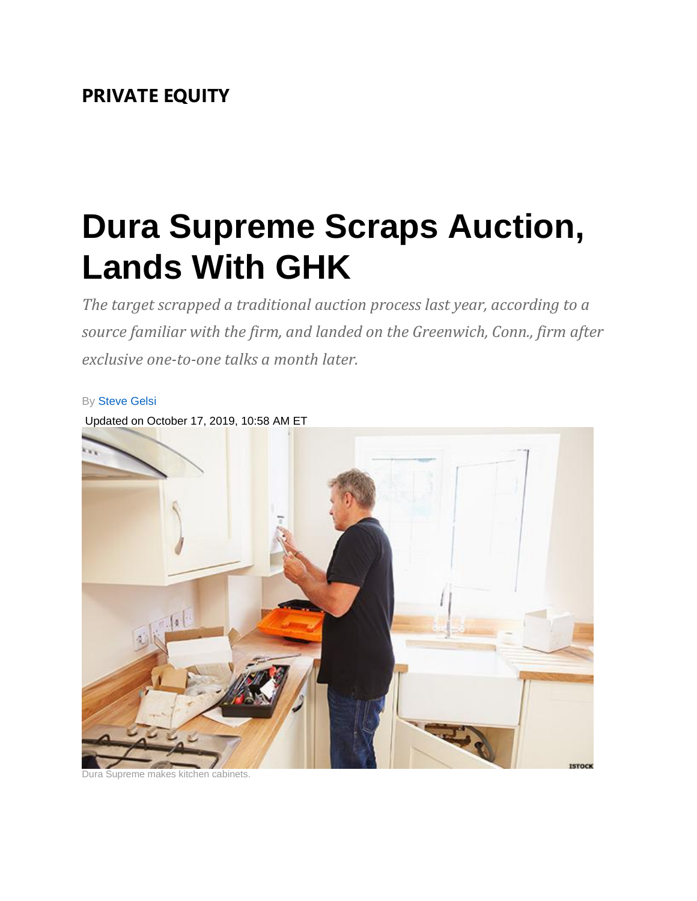**PRIVATE EQUITY**

# Dura Supreme Scraps Auction, Lands With GHK

*The target scrapped a traditional auction process last year, according to a source familiar with the firm, and landed on the Greenwich, Conn., firm after exclusive one-to-one talks a month later.*

By Steve Gelsi

Updated on October 17, 2019, 10:58 AM ET

Dura Supreme makes kitchen cabinets.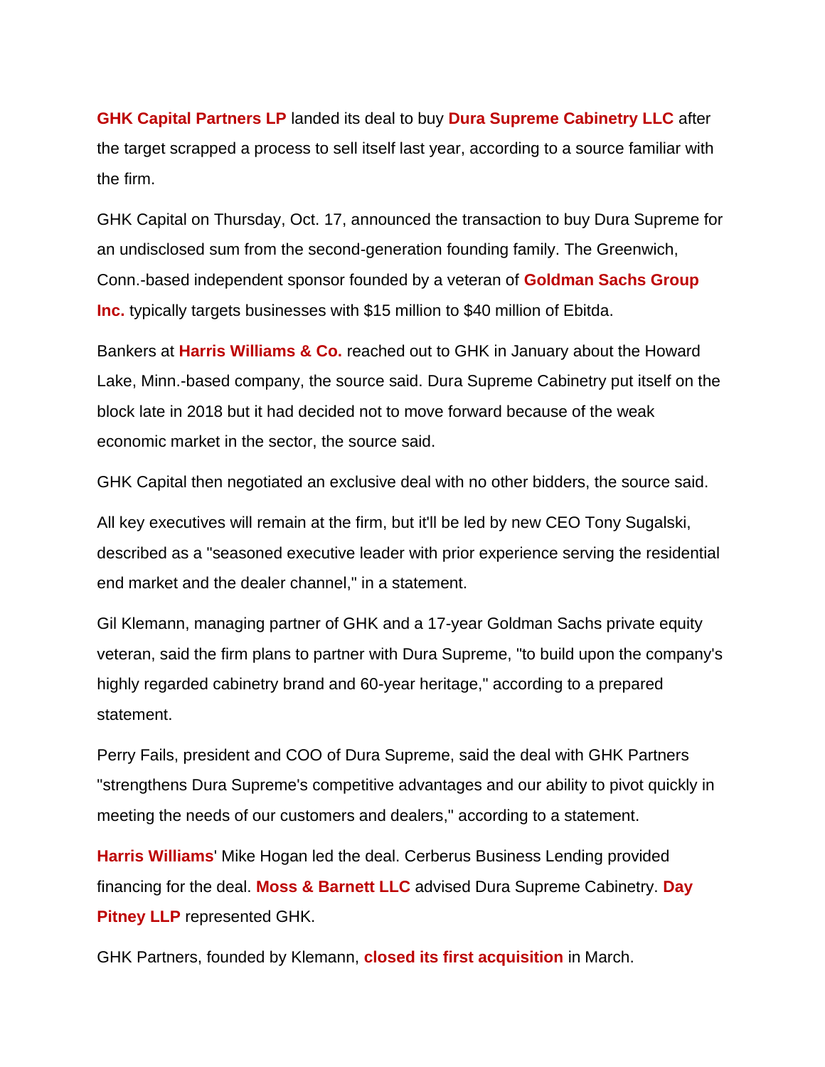**GHK Capital Partners LP** landed its deal to buy **Dura Supreme Cabinetry LLC** after the target scrapped a process to sell itself last year, according to a source familiar with the firm.

GHK Capital on Thursday, Oct. 17, announced the transaction to buy Dura Supreme for an undisclosed sum from the second-generation founding family. The Greenwich, Conn.-based independent sponsor founded by a veteran of **Goldman Sachs Group Inc.** typically targets businesses with $15 million to $40 million of Ebitda.

Bankers at **Harris Williams & Co.** reached out to GHK in January about the Howard Lake, Minn.-based company, the source said. Dura Supreme Cabinetry put itself on the block late in 2018 but it had decided not to move forward because of the weak economic market in the sector, the source said.

GHK Capital then negotiated an exclusive deal with no other bidders, the source said.

All key executives will remain at the firm, but it'll be led by new CEO Tony Sugalski, described as a "seasoned executive leader with prior experience serving the residential end market and the dealer channel," in a statement.

Gil Klemann, managing partner of GHK and a 17-year Goldman Sachs private equity veteran, said the firm plans to partner with Dura Supreme, "to build upon the company's highly regarded cabinetry brand and 60-year heritage," according to a prepared statement.

Perry Fails, president and COO of Dura Supreme, said the deal with GHK Partners "strengthens Dura Supreme's competitive advantages and our ability to pivot quickly in meeting the needs of our customers and dealers," according to a statement.

**Harris Williams**' Mike Hogan led the deal. Cerberus Business Lending provided financing for the deal. **Moss & Barnett LLC** advised Dura Supreme Cabinetry. **Day Pitney LLP** represented GHK.

GHK Partners, founded by Klemann, **closed its first acquisition** in March.